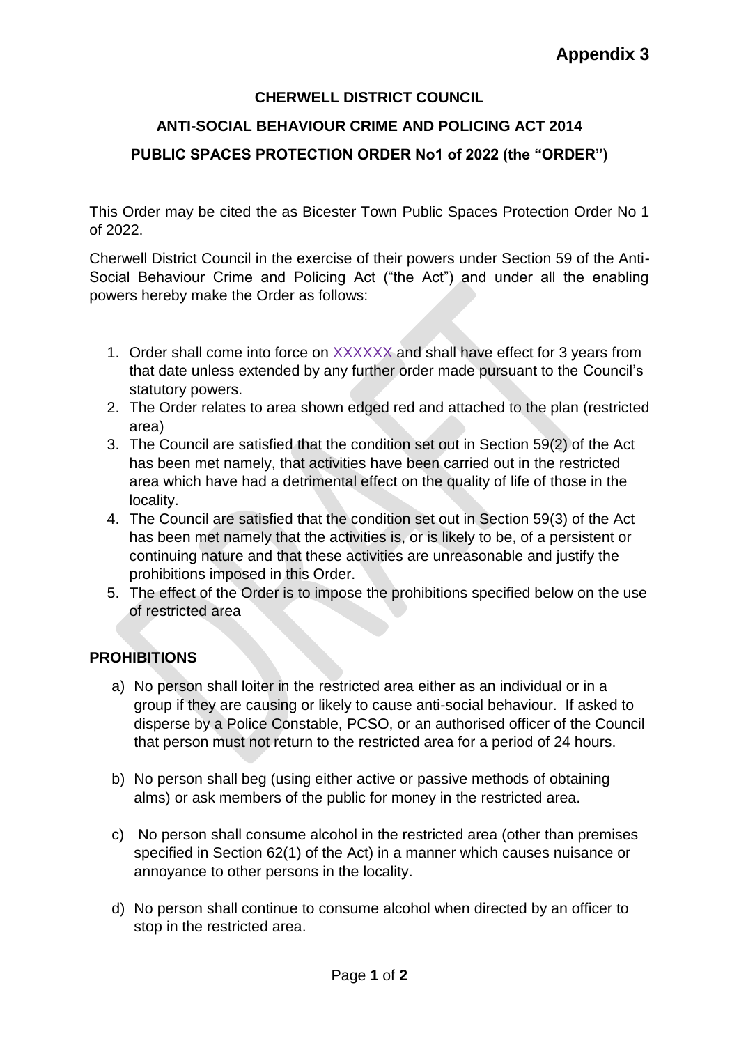**Appendix 3**

# CHERWELL DISTRICT COUNCIL

## ANTI-SOCIAL BEHAVIOUR CRIME AND POLICING ACT 2014

## PUBLIC SPACES PROTECTION ORDER No1 of 2022 (the "ORDER")

This Order may be cited the as Bicester Town Public Spaces Protection Order No 1 of 2022.

Cherwell District Council in the exercise of their powers under Section 59 of the Anti-Social Behaviour Crime and Policing Act ("the Act") and under all the enabling powers hereby make the Order as follows:

1. Order shall come into force on XXXXXX and shall have effect for 3 years from that date unless extended by any further order made pursuant to the Council's statutory powers.
2. The Order relates to area shown edged red and attached to the plan (restricted area)
3. The Council are satisfied that the condition set out in Section 59(2) of the Act has been met namely, that activities have been carried out in the restricted area which have had a detrimental effect on the quality of life of those in the locality.
4. The Council are satisfied that the condition set out in Section 59(3) of the Act has been met namely that the activities is, or is likely to be, of a persistent or continuing nature and that these activities are unreasonable and justify the prohibitions imposed in this Order.
5. The effect of the Order is to impose the prohibitions specified below on the use of restricted area

## PROHIBITIONS

a) No person shall loiter in the restricted area either as an individual or in a group if they are causing or likely to cause anti-social behaviour. If asked to disperse by a Police Constable, PCSO, or an authorised officer of the Council that person must not return to the restricted area for a period of 24 hours.

b) No person shall beg (using either active or passive methods of obtaining alms) or ask members of the public for money in the restricted area.

c) No person shall consume alcohol in the restricted area (other than premises specified in Section 62(1) of the Act) in a manner which causes nuisance or annoyance to other persons in the locality.

d) No person shall continue to consume alcohol when directed by an officer to stop in the restricted area.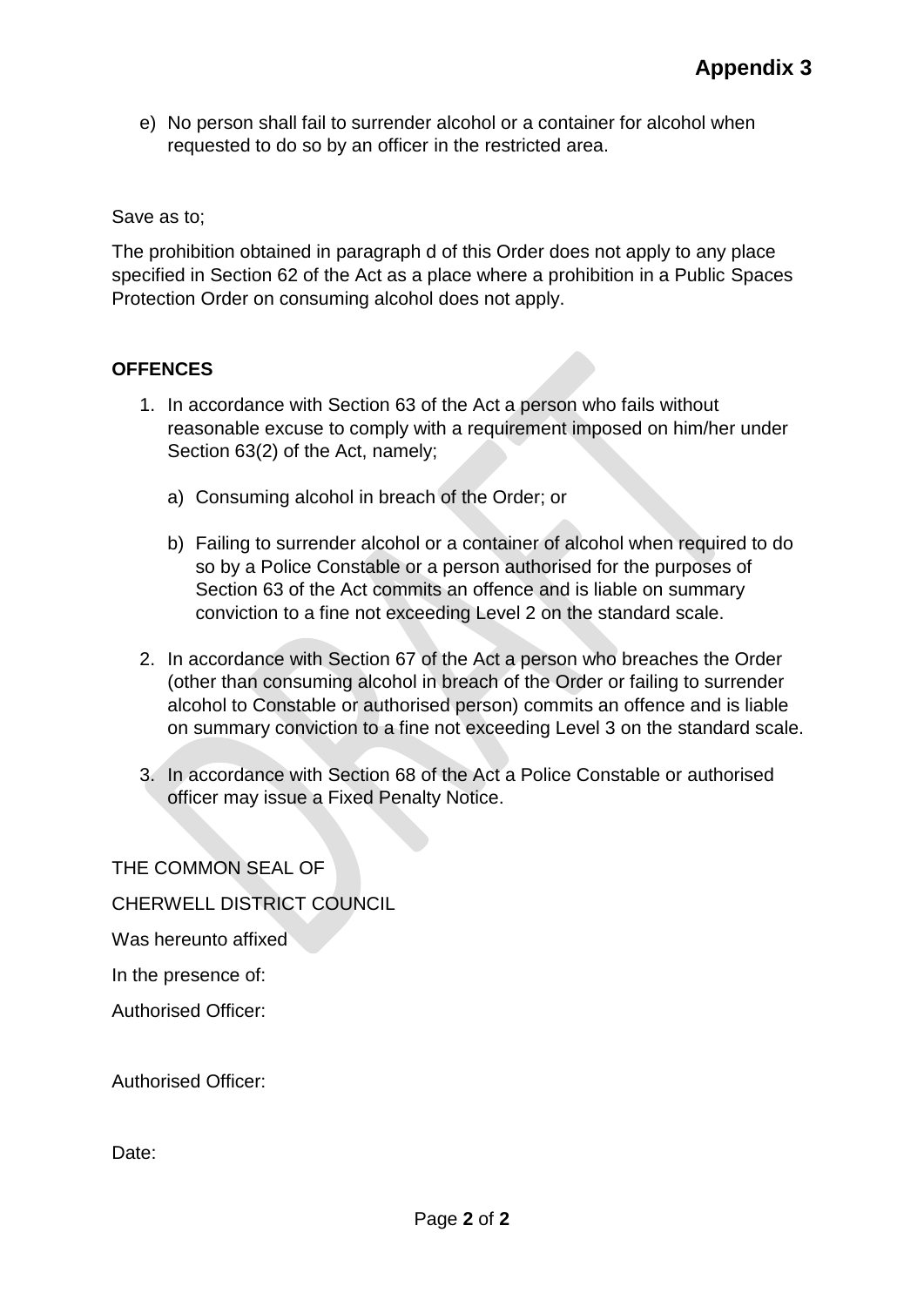**Appendix 3**

e) No person shall fail to surrender alcohol or a container for alcohol when requested to do so by an officer in the restricted area.

Save as to;

The prohibition obtained in paragraph d of this Order does not apply to any place specified in Section 62 of the Act as a place where a prohibition in a Public Spaces Protection Order on consuming alcohol does not apply.

**OFFENCES**

1. In accordance with Section 63 of the Act a person who fails without reasonable excuse to comply with a requirement imposed on him/her under Section 63(2) of the Act, namely;

   a) Consuming alcohol in breach of the Order; or

   b) Failing to surrender alcohol or a container of alcohol when required to do so by a Police Constable or a person authorised for the purposes of Section 63 of the Act commits an offence and is liable on summary conviction to a fine not exceeding Level 2 on the standard scale.

2. In accordance with Section 67 of the Act a person who breaches the Order (other than consuming alcohol in breach of the Order or failing to surrender alcohol to Constable or authorised person) commits an offence and is liable on summary conviction to a fine not exceeding Level 3 on the standard scale.

3. In accordance with Section 68 of the Act a Police Constable or authorised officer may issue a Fixed Penalty Notice.

THE COMMON SEAL OF

CHERWELL DISTRICT COUNCIL

Was hereunto affixed

In the presence of:

Authorised Officer:

Authorised Officer:

Date: